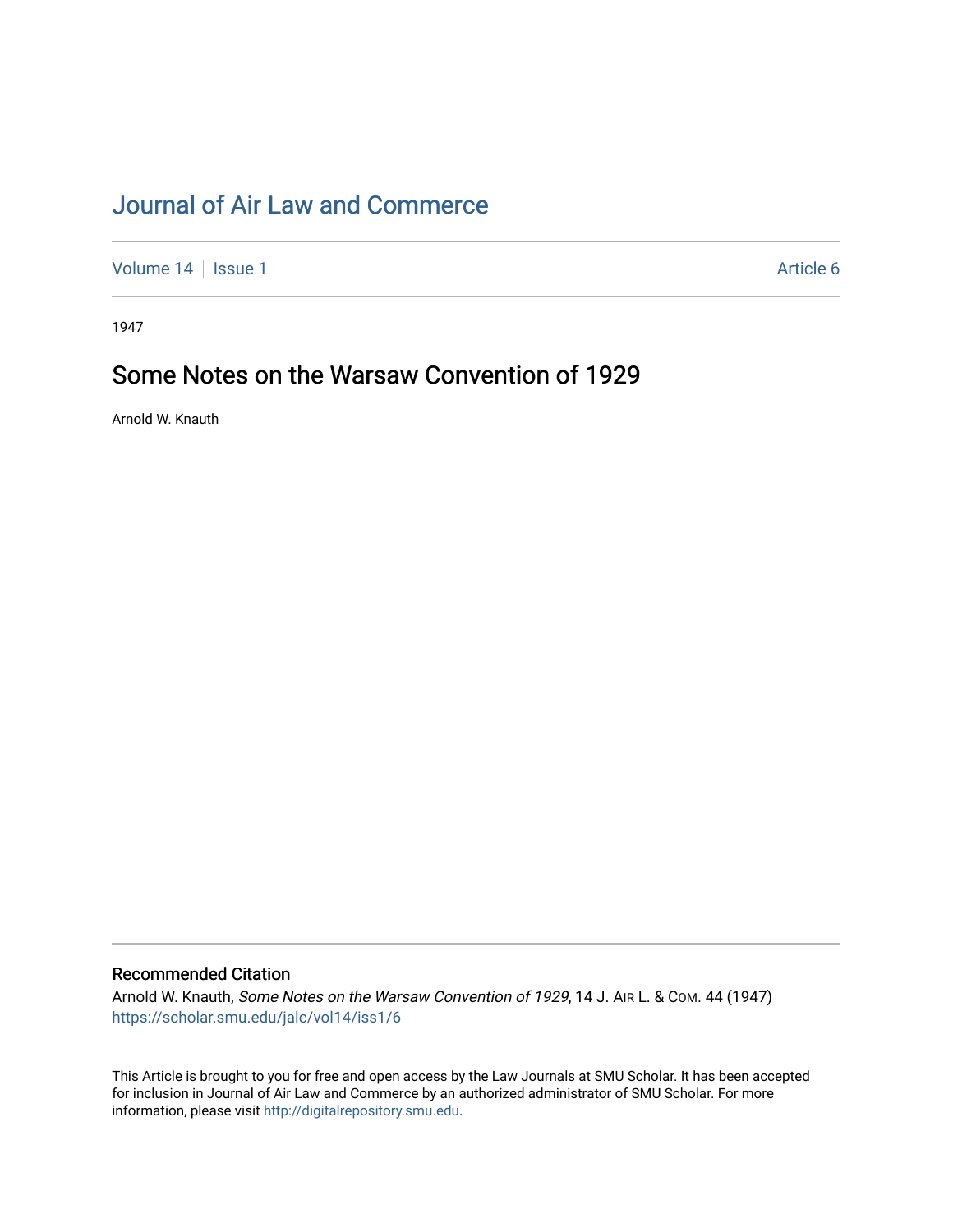# Journal of Air Law and Commerce

Volume 14 | Issue 1 | Article 6

1947

## Some Notes on the Warsaw Convention of 1929

Arnold W. Knauth

### Recommended Citation

Arnold W. Knauth, *Some Notes on the Warsaw Convention of 1929*, 14 J. AIR L. & COM. 44 (1947)
https://scholar.smu.edu/jalc/vol14/iss1/6

This Article is brought to you for free and open access by the Law Journals at SMU Scholar. It has been accepted for inclusion in Journal of Air Law and Commerce by an authorized administrator of SMU Scholar. For more information, please visit http://digitalrepository.smu.edu.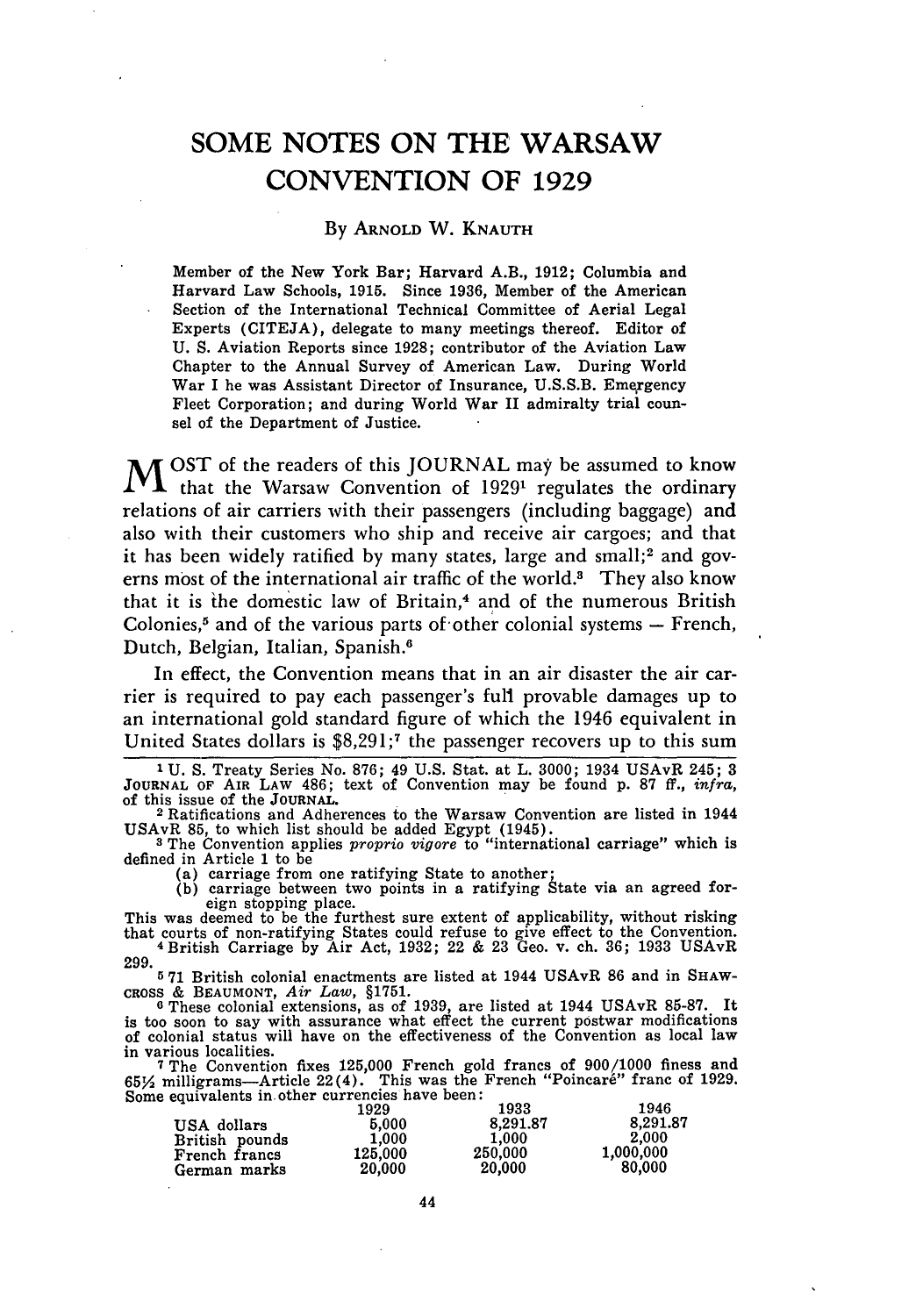# SOME NOTES ON THE WARSAW CONVENTION OF 1929

By ARNOLD W. KNAUTH

Member of the New York Bar; Harvard A.B., 1912; Columbia and Harvard Law Schools, 1915. Since 1936, Member of the American Section of the International Technical Committee of Aerial Legal Experts (CITEJA), delegate to many meetings thereof. Editor of U. S. Aviation Reports since 1928; contributor of the Aviation Law Chapter to the Annual Survey of American Law. During World War I he was Assistant Director of Insurance, U.S.S.B. Emergency Fleet Corporation; and during World War II admiralty trial counsel of the Department of Justice.

MOST of the readers of this JOURNAL may be assumed to know that the Warsaw Convention of 1929[1] regulates the ordinary relations of air carriers with their passengers (including baggage) and also with their customers who ship and receive air cargoes; and that it has been widely ratified by many states, large and small;[2] and governs most of the international air traffic of the world.[3] They also know that it is the domestic law of Britain,[4] and of the numerous British Colonies,[5] and of the various parts of other colonial systems — French, Dutch, Belgian, Italian, Spanish.[6]

In effect, the Convention means that in an air disaster the air carrier is required to pay each passenger's full provable damages up to an international gold standard figure of which the 1946 equivalent in United States dollars is $8,291;[7] the passenger recovers up to this sum

[1] U. S. Treaty Series No. 876; 49 U.S. Stat. at L. 3000; 1934 USAvR 245; 3 JOURNAL OF AIR LAW 486; text of Convention may be found p. 87 ff., *infra*, of this issue of the JOURNAL.

[2] Ratifications and Adherences to the Warsaw Convention are listed in 1944 USAvR 85, to which list should be added Egypt (1945).

[3] The Convention applies *proprio vigore* to "international carriage" which is defined in Article 1 to be

(a) carriage from one ratifying State to another;
(b) carriage between two points in a ratifying State via an agreed foreign stopping place.

This was deemed to be the furthest sure extent of applicability, without risking that courts of non-ratifying States could refuse to give effect to the Convention.

[4] British Carriage by Air Act, 1932; 22 & 23 Geo. v. ch. 36; 1933 USAvR 299.

[5] 71 British colonial enactments are listed at 1944 USAvR 86 and in SHAWCROSS & BEAUMONT, *Air Law*, §1751.

[6] These colonial extensions, as of 1939, are listed at 1944 USAvR 85-87. It is too soon to say with assurance what effect the current postwar modifications of colonial status will have on the effectiveness of the Convention as local law in various localities.

[7] The Convention fixes 125,000 French gold francs of 900/1000 finess and 65½ milligrams—Article 22(4). This was the French "Poincaré" franc of 1929. Some equivalents in other currencies have been:

| | 1929 | 1933 | 1946 |
|---|---|---|---|
| USA dollars | 5,000 | 8,291.87 | 8,291.87 |
| British pounds | 1,000 | 1,000 | 2,000 |
| French francs | 125,000 | 250,000 | 1,000,000 |
| German marks | 20,000 | 20,000 | 80,000 |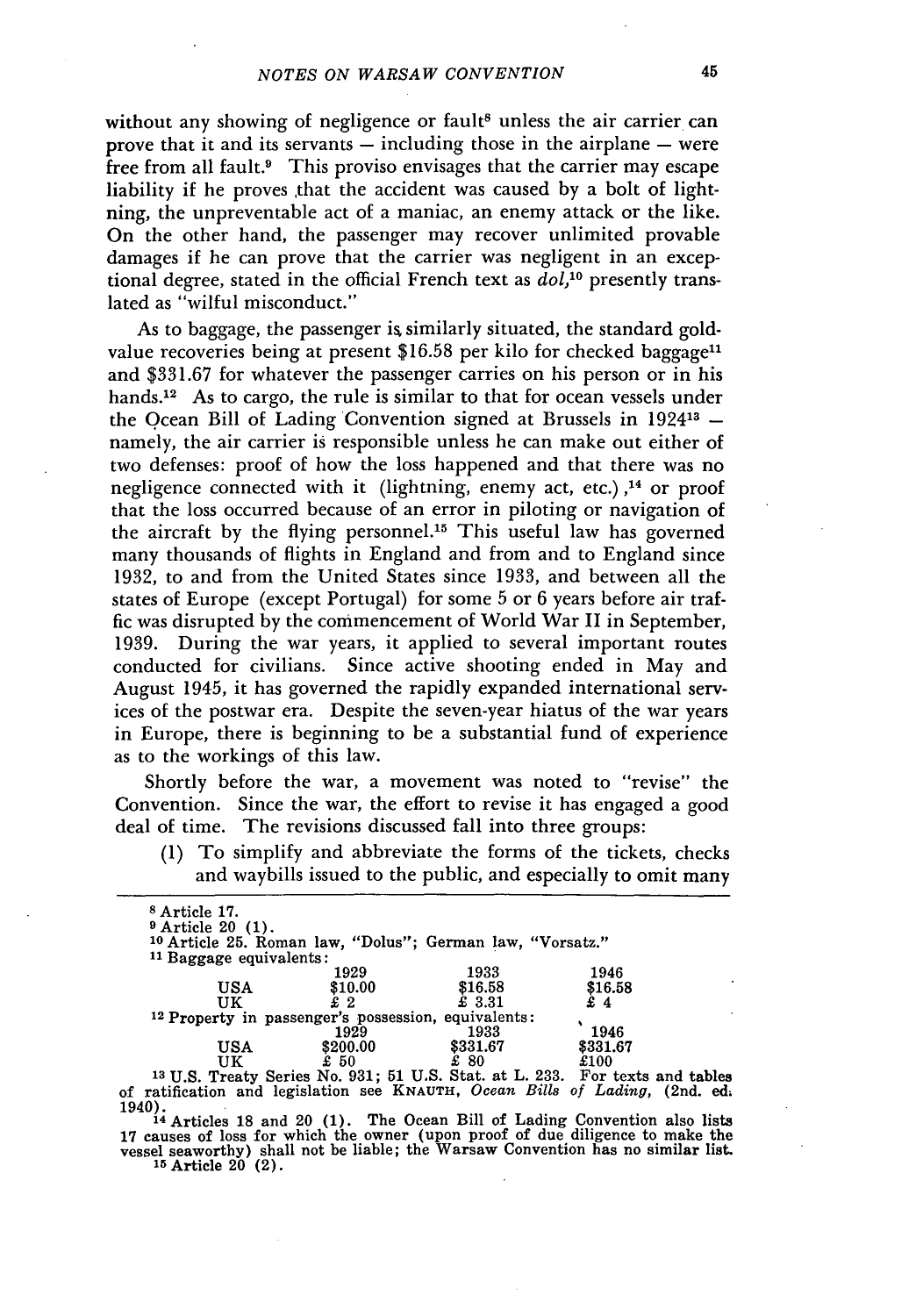without any showing of negligence or fault[8] unless the air carrier can prove that it and its servants — including those in the airplane — were free from all fault.[9] This proviso envisages that the carrier may escape liability if he proves that the accident was caused by a bolt of lightning, the unpreventable act of a maniac, an enemy attack or the like. On the other hand, the passenger may recover unlimited provable damages if he can prove that the carrier was negligent in an exceptional degree, stated in the official French text as *dol*,[10] presently translated as "wilful misconduct."

As to baggage, the passenger is similarly situated, the standard gold-value recoveries being at present $16.58 per kilo for checked baggage[11] and $331.67 for whatever the passenger carries on his person or in his hands.[12] As to cargo, the rule is similar to that for ocean vessels under the Ocean Bill of Lading Convention signed at Brussels in 1924[13] — namely, the air carrier is responsible unless he can make out either of two defenses: proof of how the loss happened and that there was no negligence connected with it (lightning, enemy act, etc.),[14] or proof that the loss occurred because of an error in piloting or navigation of the aircraft by the flying personnel.[15] This useful law has governed many thousands of flights in England and from and to England since 1932, to and from the United States since 1933, and between all the states of Europe (except Portugal) for some 5 or 6 years before air traffic was disrupted by the commencement of World War II in September, 1939. During the war years, it applied to several important routes conducted for civilians. Since active shooting ended in May and August 1945, it has governed the rapidly expanded international services of the postwar era. Despite the seven-year hiatus of the war years in Europe, there is beginning to be a substantial fund of experience as to the workings of this law.

Shortly before the war, a movement was noted to "revise" the Convention. Since the war, the effort to revise it has engaged a good deal of time. The revisions discussed fall into three groups:

(1) To simplify and abbreviate the forms of the tickets, checks and waybills issued to the public, and especially to omit many

---

[8] Article 17.

[9] Article 20 (1).

[10] Article 25. Roman law, "Dolus"; German law, "Vorsatz."

[11] Baggage equivalents:

| | 1929 | 1933 | 1946 |
|---|---|---|---|
| USA | $10.00 | $16.58 | $16.58 |
| UK | £ 2 | £ 3.31 | £ 4 |

[12] Property in passenger's possession, equivalents:

| | 1929 | 1933 | 1946 |
|---|---|---|---|
| USA | $200.00 | $331.67 | $331.67 |
| UK | £ 50 | £ 80 | £100 |

[13] U.S. Treaty Series No. 931; 51 U.S. Stat. at L. 233. For texts and tables of ratification and legislation see KNAUTH, *Ocean Bills of Lading*, (2nd. ed. 1940).

[14] Articles 18 and 20 (1). The Ocean Bill of Lading Convention also lists 17 causes of loss for which the owner (upon proof of due diligence to make the vessel seaworthy) shall not be liable; the Warsaw Convention has no similar list.

[15] Article 20 (2).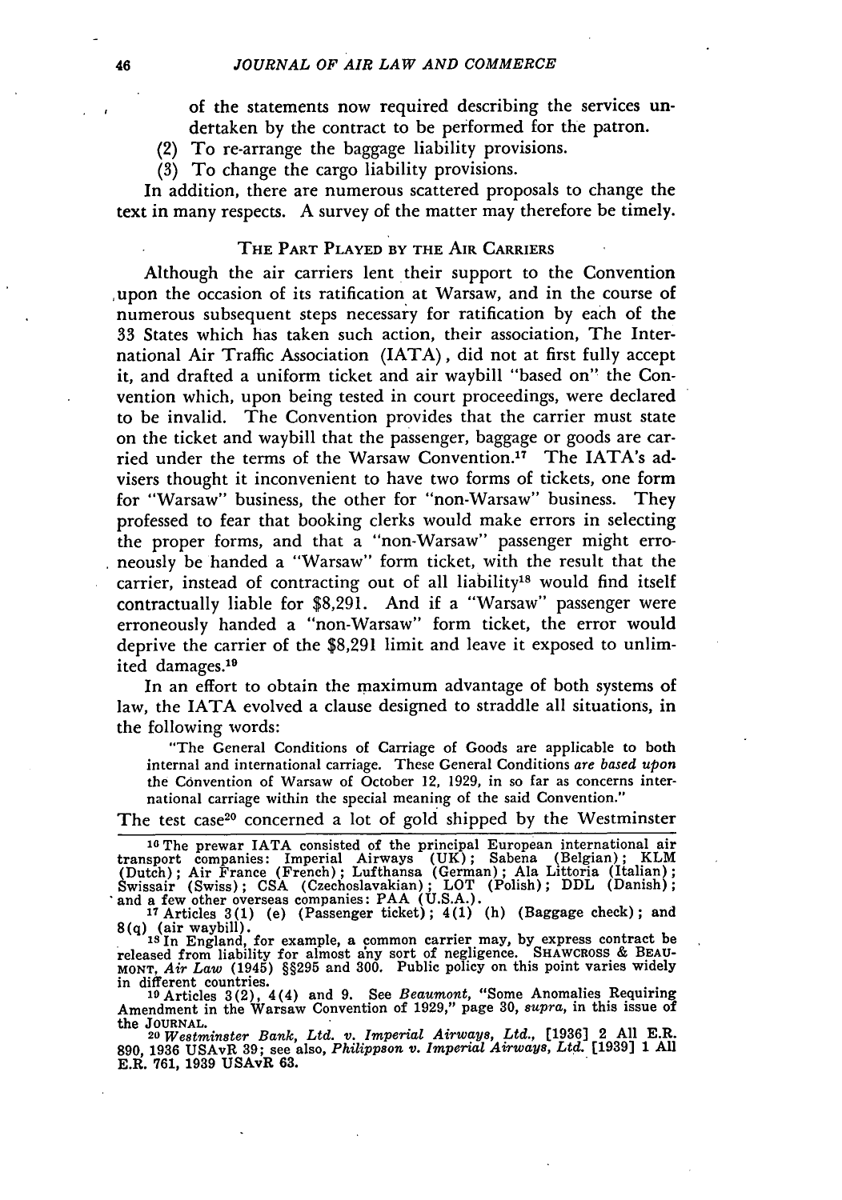of the statements now required describing the services undertaken by the contract to be performed for the patron.

(2) To re-arrange the baggage liability provisions.

(3) To change the cargo liability provisions.

In addition, there are numerous scattered proposals to change the text in many respects. A survey of the matter may therefore be timely.

### The Part Played by the Air Carriers

Although the air carriers lent their support to the Convention upon the occasion of its ratification at Warsaw, and in the course of numerous subsequent steps necessary for ratification by each of the 33 States which has taken such action, their association, The International Air Traffic Association (IATA), did not at first fully accept it, and drafted a uniform ticket and air waybill "based on" the Convention which, upon being tested in court proceedings, were declared to be invalid. The Convention provides that the carrier must state on the ticket and waybill that the passenger, baggage or goods are carried under the terms of the Warsaw Convention.[17] The IATA's advisers thought it inconvenient to have two forms of tickets, one form for "Warsaw" business, the other for "non-Warsaw" business. They professed to fear that booking clerks would make errors in selecting the proper forms, and that a "non-Warsaw" passenger might erroneously be handed a "Warsaw" form ticket, with the result that the carrier, instead of contracting out of all liability[18] would find itself contractually liable for $8,291. And if a "Warsaw" passenger were erroneously handed a "non-Warsaw" form ticket, the error would deprive the carrier of the $8,291 limit and leave it exposed to unlimited damages.[19]

In an effort to obtain the maximum advantage of both systems of law, the IATA evolved a clause designed to straddle all situations, in the following words:

> "The General Conditions of Carriage of Goods are applicable to both internal and international carriage. These General Conditions *are based upon* the Convention of Warsaw of October 12, 1929, in so far as concerns international carriage within the special meaning of the said Convention."

The test case[20] concerned a lot of gold shipped by the Westminster

---

[16] The prewar IATA consisted of the principal European international air transport companies: Imperial Airways (UK); Sabena (Belgian); KLM (Dutch); Air France (French); Lufthansa (German); Ala Littoria (Italian); Swissair (Swiss); CSA (Czechoslavakian); LOT (Polish); DDL (Danish); and a few other overseas companies: PAA (U.S.A.).

[17] Articles 3(1) (e) (Passenger ticket); 4(1) (h) (Baggage check); and 8(q) (air waybill).

[18] In England, for example, a common carrier may, by express contract be released from liability for almost any sort of negligence. SHAWCROSS & BEAUMONT, *Air Law* (1945) §§295 and 300. Public policy on this point varies widely in different countries.

[19] Articles 3(2), 4(4) and 9. See *Beaumont*, "Some Anomalies Requiring Amendment in the Warsaw Convention of 1929," page 30, *supra*, in this issue of the JOURNAL.

[20] *Westminster Bank, Ltd. v. Imperial Airways, Ltd.*, [1936] 2 All E.R. 890, 1936 USAvR 39; see also, *Philippson v. Imperial Airways, Ltd.* [1939] 1 All E.R. 761, 1939 USAvR 63.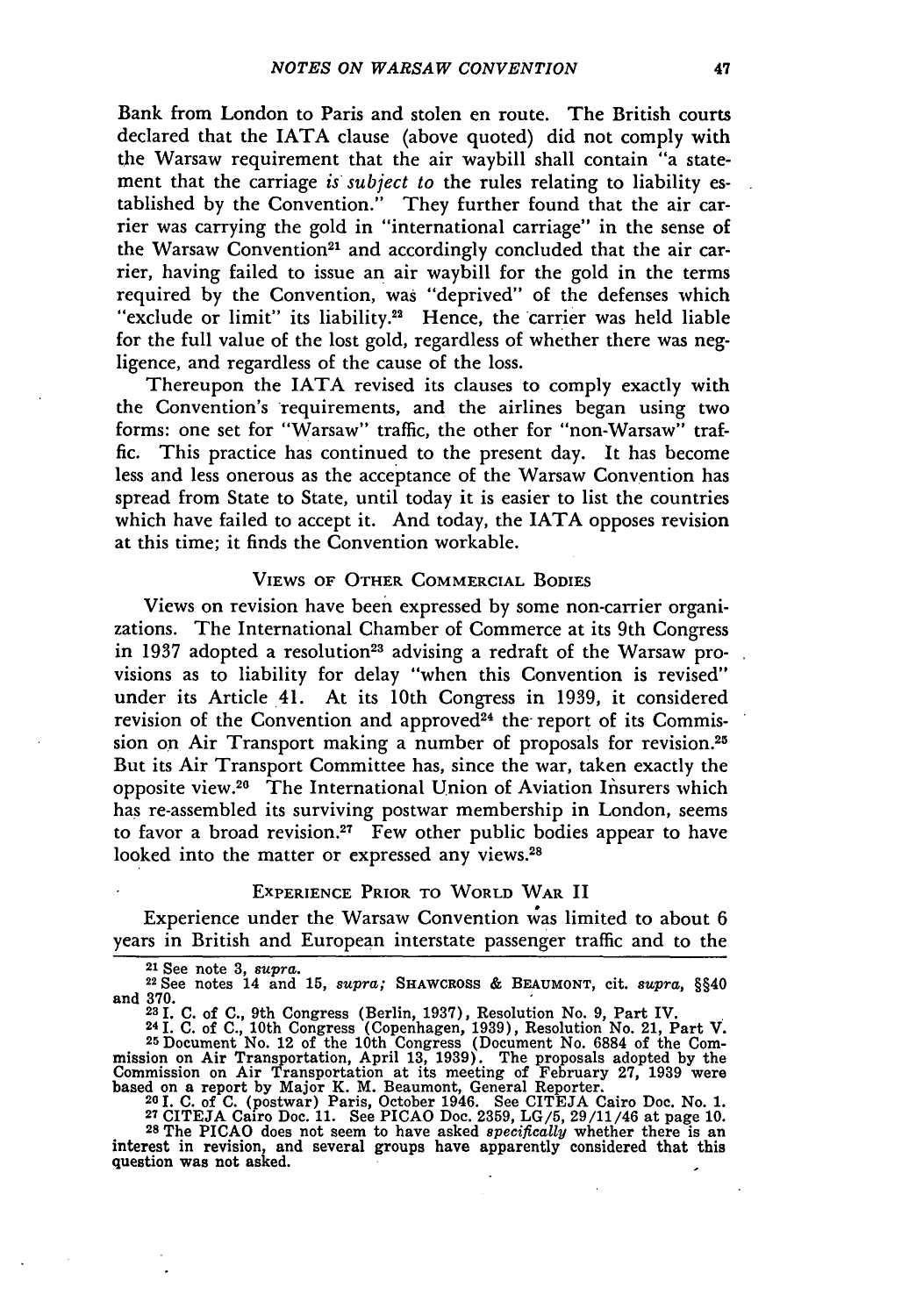Bank from London to Paris and stolen en route. The British courts declared that the IATA clause (above quoted) did not comply with the Warsaw requirement that the air waybill shall contain "a statement that the carriage *is subject to* the rules relating to liability established by the Convention." They further found that the air carrier was carrying the gold in "international carriage" in the sense of the Warsaw Convention[21] and accordingly concluded that the air carrier, having failed to issue an air waybill for the gold in the terms required by the Convention, was "deprived" of the defenses which "exclude or limit" its liability.[22] Hence, the carrier was held liable for the full value of the lost gold, regardless of whether there was negligence, and regardless of the cause of the loss.

Thereupon the IATA revised its clauses to comply exactly with the Convention's requirements, and the airlines began using two forms: one set for "Warsaw" traffic, the other for "non-Warsaw" traffic. This practice has continued to the present day. It has become less and less onerous as the acceptance of the Warsaw Convention has spread from State to State, until today it is easier to list the countries which have failed to accept it. And today, the IATA opposes revision at this time; it finds the Convention workable.

## Views of Other Commercial Bodies

Views on revision have been expressed by some non-carrier organizations. The International Chamber of Commerce at its 9th Congress in 1937 adopted a resolution[23] advising a redraft of the Warsaw provisions as to liability for delay "when this Convention is revised" under its Article 41. At its 10th Congress in 1939, it considered revision of the Convention and approved[24] the report of its Commission on Air Transport making a number of proposals for revision.[25] But its Air Transport Committee has, since the war, taken exactly the opposite view.[26] The International Union of Aviation Insurers which has re-assembled its surviving postwar membership in London, seems to favor a broad revision.[27] Few other public bodies appear to have looked into the matter or expressed any views.[28]

## Experience Prior to World War II

Experience under the Warsaw Convention was limited to about 6 years in British and European interstate passenger traffic and to the

---

[21] See note 3, *supra*.

[22] See notes 14 and 15, *supra;* SHAWCROSS & BEAUMONT, cit. *supra*, §§40 and 370.

[23] I. C. of C., 9th Congress (Berlin, 1937), Resolution No. 9, Part IV.

[24] I. C. of C., 10th Congress (Copenhagen, 1939), Resolution No. 21, Part V.

[25] Document No. 12 of the 10th Congress (Document No. 6884 of the Commission on Air Transportation, April 13, 1939). The proposals adopted by the Commission on Air Transportation at its meeting of February 27, 1939 were based on a report by Major K. M. Beaumont, General Reporter.

[26] I. C. of C. (postwar) Paris, October 1946. See CITEJA Cairo Doc. No. 1.

[27] CITEJA Cairo Doc. 11. See PICAO Doc. 2359, LG/5, 29/11/46 at page 10.

[28] The PICAO does not seem to have asked *specifically* whether there is an interest in revision, and several groups have apparently considered that this question was not asked.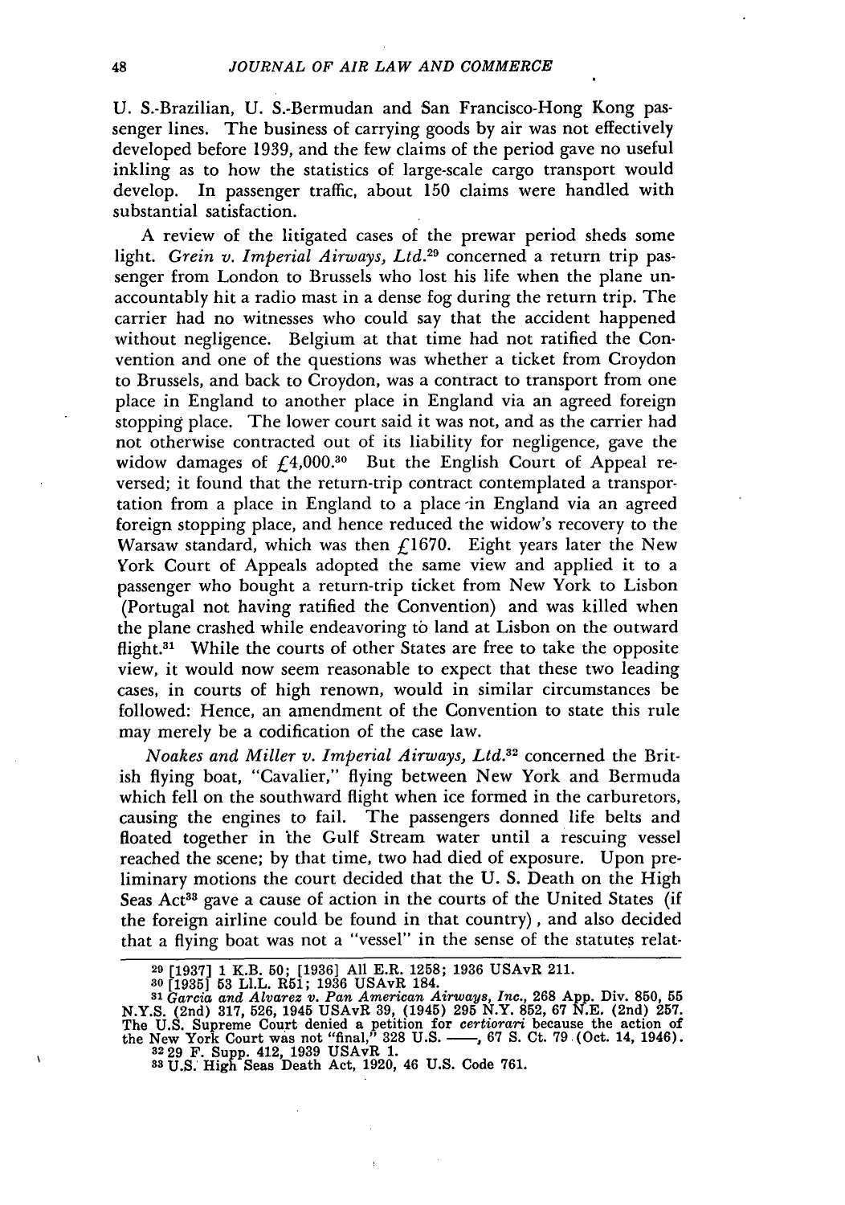U. S.-Brazilian, U. S.-Bermudan and San Francisco-Hong Kong passenger lines. The business of carrying goods by air was not effectively developed before 1939, and the few claims of the period gave no useful inkling as to how the statistics of large-scale cargo transport would develop. In passenger traffic, about 150 claims were handled with substantial satisfaction.

A review of the litigated cases of the prewar period sheds some light. *Grein v. Imperial Airways, Ltd.*[29] concerned a return trip passenger from London to Brussels who lost his life when the plane unaccountably hit a radio mast in a dense fog during the return trip. The carrier had no witnesses who could say that the accident happened without negligence. Belgium at that time had not ratified the Convention and one of the questions was whether a ticket from Croydon to Brussels, and back to Croydon, was a contract to transport from one place in England to another place in England via an agreed foreign stopping place. The lower court said it was not, and as the carrier had not otherwise contracted out of its liability for negligence, gave the widow damages of £4,000.[30] But the English Court of Appeal reversed; it found that the return-trip contract contemplated a transportation from a place in England to a place in England via an agreed foreign stopping place, and hence reduced the widow's recovery to the Warsaw standard, which was then £1670. Eight years later the New York Court of Appeals adopted the same view and applied it to a passenger who bought a return-trip ticket from New York to Lisbon (Portugal not having ratified the Convention) and was killed when the plane crashed while endeavoring to land at Lisbon on the outward flight.[31] While the courts of other States are free to take the opposite view, it would now seem reasonable to expect that these two leading cases, in courts of high renown, would in similar circumstances be followed: Hence, an amendment of the Convention to state this rule may merely be a codification of the case law.

*Noakes and Miller v. Imperial Airways, Ltd.*[32] concerned the British flying boat, "Cavalier," flying between New York and Bermuda which fell on the southward flight when ice formed in the carburetors, causing the engines to fail. The passengers donned life belts and floated together in the Gulf Stream water until a rescuing vessel reached the scene; by that time, two had died of exposure. Upon preliminary motions the court decided that the U. S. Death on the High Seas Act[33] gave a cause of action in the courts of the United States (if the foreign airline could be found in that country), and also decided that a flying boat was not a "vessel" in the sense of the statutes relat-

---

[29] [1937] 1 K.B. 50; [1936] All E.R. 1258; 1936 USAvR 211.

[30] [1935] 53 Ll.L. R51; 1936 USAvR 184.

[31] *Garcia and Alvarez v. Pan American Airways, Inc.*, 268 App. Div. 850, 55 N.Y.S. (2nd) 317, 526, 1945 USAvR 39, (1945) 295 N.Y. 852, 67 N.E. (2nd) 257. The U.S. Supreme Court denied a petition for *certiorari* because the action of the New York Court was not "final," 328 U.S. ——, 67 S. Ct. 79 (Oct. 14, 1946).

[32] 29 F. Supp. 412, 1939 USAvR 1.

[33] U.S. High Seas Death Act, 1920, 46 U.S. Code 761.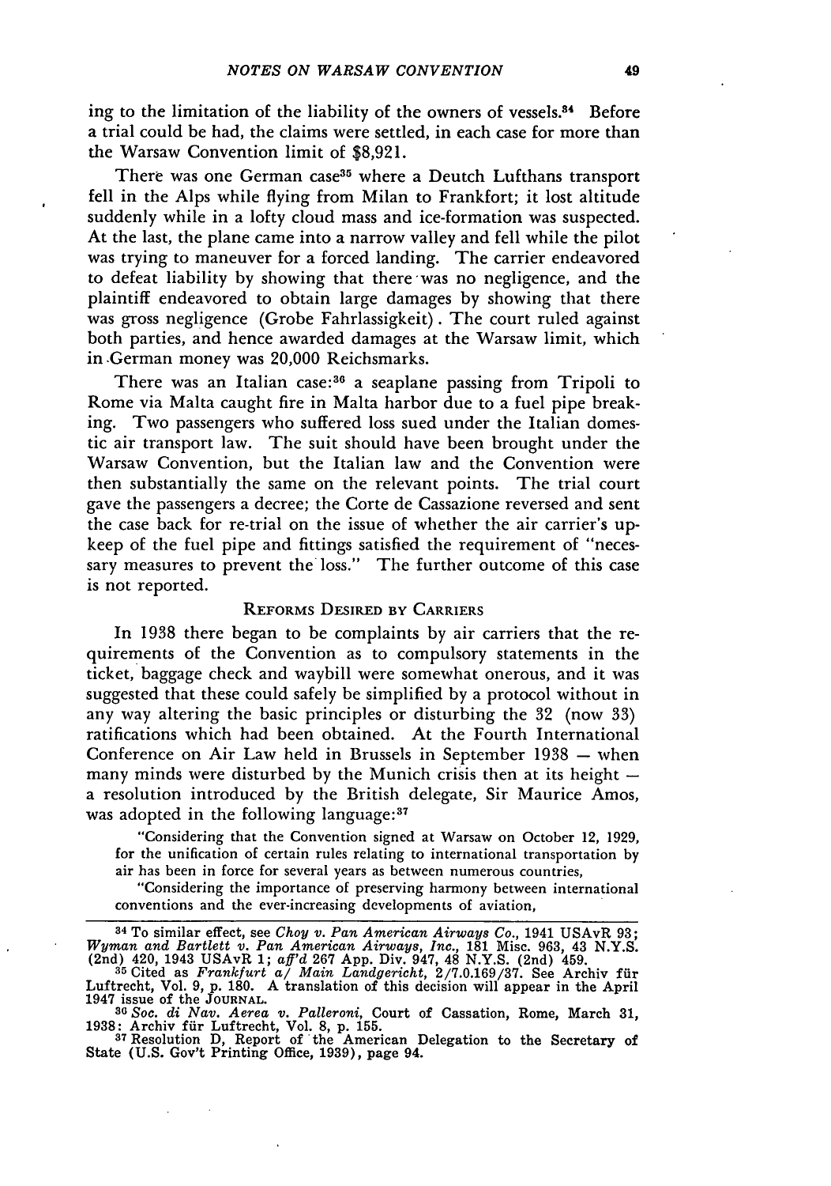ing to the limitation of the liability of the owners of vessels.[34] Before a trial could be had, the claims were settled, in each case for more than the Warsaw Convention limit of $8,921.

There was one German case[35] where a Deutch Lufthans transport fell in the Alps while flying from Milan to Frankfort; it lost altitude suddenly while in a lofty cloud mass and ice-formation was suspected. At the last, the plane came into a narrow valley and fell while the pilot was trying to maneuver for a forced landing. The carrier endeavored to defeat liability by showing that there was no negligence, and the plaintiff endeavored to obtain large damages by showing that there was gross negligence (Grobe Fahrlassigkeit). The court ruled against both parties, and hence awarded damages at the Warsaw limit, which in German money was 20,000 Reichsmarks.

There was an Italian case:[36] a seaplane passing from Tripoli to Rome via Malta caught fire in Malta harbor due to a fuel pipe breaking. Two passengers who suffered loss sued under the Italian domestic air transport law. The suit should have been brought under the Warsaw Convention, but the Italian law and the Convention were then substantially the same on the relevant points. The trial court gave the passengers a decree; the Corte de Cassazione reversed and sent the case back for re-trial on the issue of whether the air carrier's upkeep of the fuel pipe and fittings satisfied the requirement of "necessary measures to prevent the loss." The further outcome of this case is not reported.

## Reforms Desired by Carriers

In 1938 there began to be complaints by air carriers that the requirements of the Convention as to compulsory statements in the ticket, baggage check and waybill were somewhat onerous, and it was suggested that these could safely be simplified by a protocol without in any way altering the basic principles or disturbing the 32 (now 33) ratifications which had been obtained. At the Fourth International Conference on Air Law held in Brussels in September 1938 — when many minds were disturbed by the Munich crisis then at its height — a resolution introduced by the British delegate, Sir Maurice Amos, was adopted in the following language:[37]

> "Considering that the Convention signed at Warsaw on October 12, 1929, for the unification of certain rules relating to international transportation by air has been in force for several years as between numerous countries,
>
> "Considering the importance of preserving harmony between international conventions and the ever-increasing developments of aviation,

---

[34] To similar effect, see *Choy v. Pan American Airways Co.*, 1941 USAvR 93; *Wyman and Bartlett v. Pan American Airways, Inc.*, 181 Misc. 963, 43 N.Y.S. (2nd) 420, 1943 USAvR 1; *aff'd* 267 App. Div. 947, 48 N.Y.S. (2nd) 459.

[35] Cited as *Frankfurt a/ Main Landgericht*, 2/7.0.169/37. See Archiv für Luftrecht, Vol. 9, p. 180. A translation of this decision will appear in the April 1947 issue of the JOURNAL.

[36] *Soc. di Nav. Aerea v. Palleroni*, Court of Cassation, Rome, March 31, 1938; Archiv für Luftrecht, Vol. 8, p. 155.

[37] Resolution D, Report of the American Delegation to the Secretary of State (U.S. Gov't Printing Office, 1939), page 94.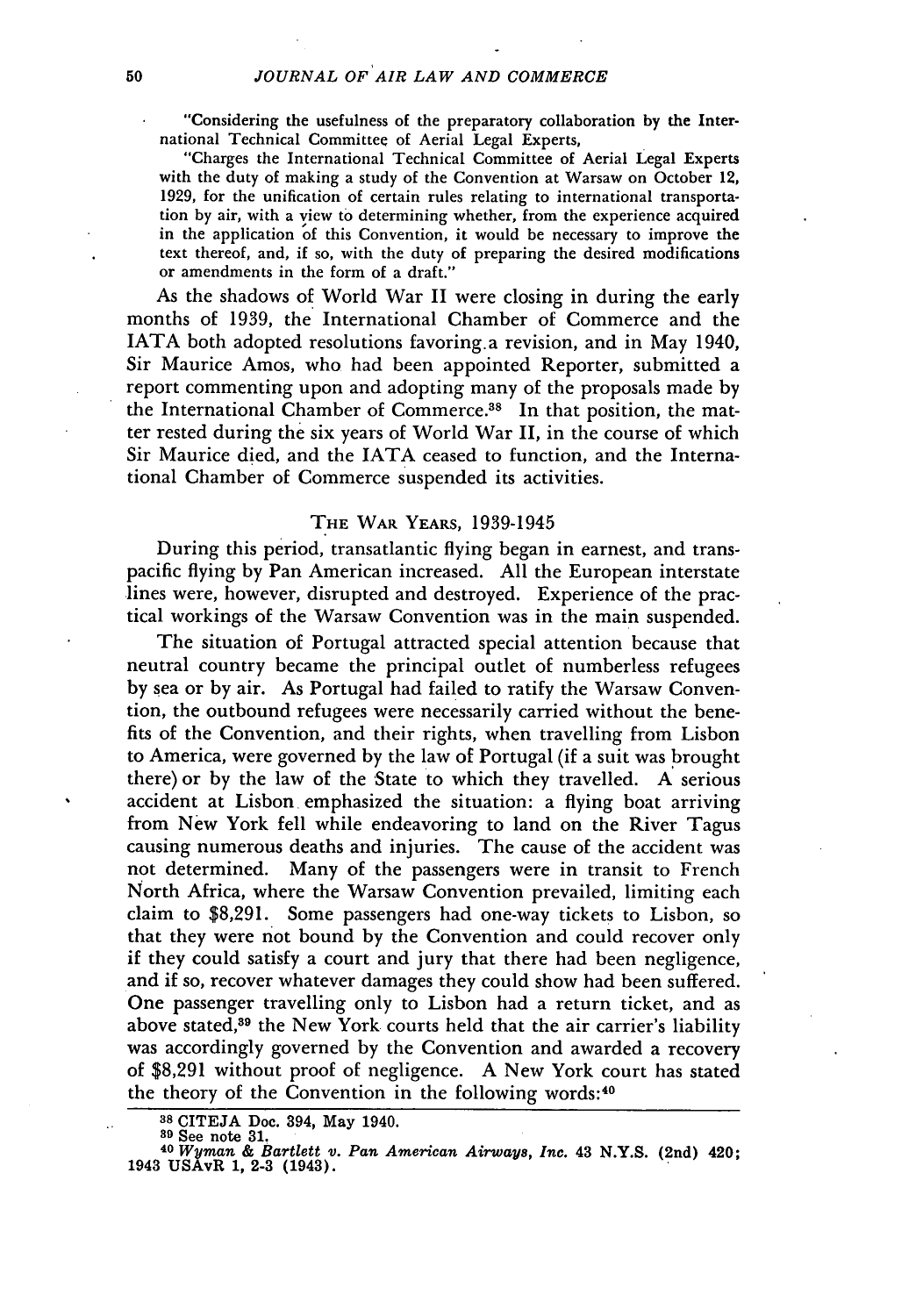"Considering the usefulness of the preparatory collaboration by the International Technical Committee of Aerial Legal Experts,

"Charges the International Technical Committee of Aerial Legal Experts with the duty of making a study of the Convention at Warsaw on October 12, 1929, for the unification of certain rules relating to international transportation by air, with a view to determining whether, from the experience acquired in the application of this Convention, it would be necessary to improve the text thereof, and, if so, with the duty of preparing the desired modifications or amendments in the form of a draft."

As the shadows of World War II were closing in during the early months of 1939, the International Chamber of Commerce and the IATA both adopted resolutions favoring a revision, and in May 1940, Sir Maurice Amos, who had been appointed Reporter, submitted a report commenting upon and adopting many of the proposals made by the International Chamber of Commerce.[38] In that position, the matter rested during the six years of World War II, in the course of which Sir Maurice died, and the IATA ceased to function, and the International Chamber of Commerce suspended its activities.

## The War Years, 1939-1945

During this period, transatlantic flying began in earnest, and transpacific flying by Pan American increased. All the European interstate lines were, however, disrupted and destroyed. Experience of the practical workings of the Warsaw Convention was in the main suspended.

The situation of Portugal attracted special attention because that neutral country became the principal outlet of numberless refugees by sea or by air. As Portugal had failed to ratify the Warsaw Convention, the outbound refugees were necessarily carried without the benefits of the Convention, and their rights, when travelling from Lisbon to America, were governed by the law of Portugal (if a suit was brought there) or by the law of the State to which they travelled. A serious accident at Lisbon emphasized the situation: a flying boat arriving from New York fell while endeavoring to land on the River Tagus causing numerous deaths and injuries. The cause of the accident was not determined. Many of the passengers were in transit to French North Africa, where the Warsaw Convention prevailed, limiting each claim to $8,291. Some passengers had one-way tickets to Lisbon, so that they were not bound by the Convention and could recover only if they could satisfy a court and jury that there had been negligence, and if so, recover whatever damages they could show had been suffered. One passenger travelling only to Lisbon had a return ticket, and as above stated,[39] the New York courts held that the air carrier's liability was accordingly governed by the Convention and awarded a recovery of $8,291 without proof of negligence. A New York court has stated the theory of the Convention in the following words:[40]

---

[38] CITEJA Doc. 394, May 1940.

[39] See note 31.

[40] *Wyman & Bartlett v. Pan American Airways, Inc.* 43 N.Y.S. (2nd) 420; 1943 USAvR 1, 2-3 (1943).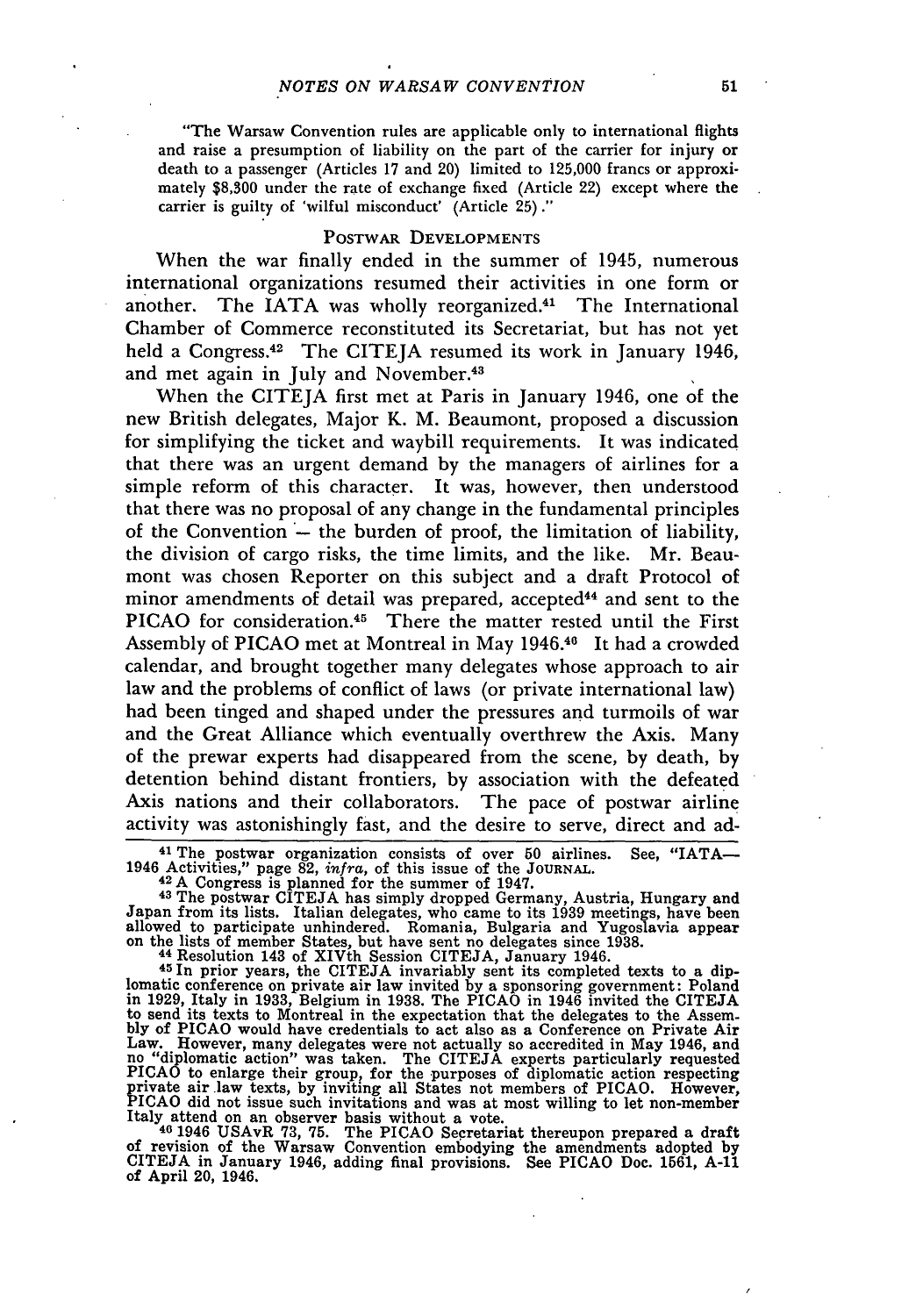"The Warsaw Convention rules are applicable only to international flights and raise a presumption of liability on the part of the carrier for injury or death to a passenger (Articles 17 and 20) limited to 125,000 francs or approximately $8,300 under the rate of exchange fixed (Article 22) except where the carrier is guilty of 'wilful misconduct' (Article 25)."

## POSTWAR DEVELOPMENTS

When the war finally ended in the summer of 1945, numerous international organizations resumed their activities in one form or another. The IATA was wholly reorganized.[41] The International Chamber of Commerce reconstituted its Secretariat, but has not yet held a Congress.[42] The CITEJA resumed its work in January 1946, and met again in July and November.[43]

When the CITEJA first met at Paris in January 1946, one of the new British delegates, Major K. M. Beaumont, proposed a discussion for simplifying the ticket and waybill requirements. It was indicated that there was an urgent demand by the managers of airlines for a simple reform of this character. It was, however, then understood that there was no proposal of any change in the fundamental principles of the Convention – the burden of proof, the limitation of liability, the division of cargo risks, the time limits, and the like. Mr. Beaumont was chosen Reporter on this subject and a draft Protocol of minor amendments of detail was prepared, accepted[44] and sent to the PICAO for consideration.[45] There the matter rested until the First Assembly of PICAO met at Montreal in May 1946.[46] It had a crowded calendar, and brought together many delegates whose approach to air law and the problems of conflict of laws (or private international law) had been tinged and shaped under the pressures and turmoils of war and the Great Alliance which eventually overthrew the Axis. Many of the prewar experts had disappeared from the scene, by death, by detention behind distant frontiers, by association with the defeated Axis nations and their collaborators. The pace of postwar airline activity was astonishingly fast, and the desire to serve, direct and ad-

---

[41] The postwar organization consists of over 50 airlines. See, "IATA—1946 Activities," page 82, *infra*, of this issue of the JOURNAL.

[42] A Congress is planned for the summer of 1947.

[43] The postwar CITEJA has simply dropped Germany, Austria, Hungary and Japan from its lists. Italian delegates, who came to its 1939 meetings, have been allowed to participate unhindered. Romania, Bulgaria and Yugoslavia appear on the lists of member States, but have sent no delegates since 1938.

[44] Resolution 143 of XIVth Session CITEJA, January 1946.

[45] In prior years, the CITEJA invariably sent its completed texts to a diplomatic conference on private air law invited by a sponsoring government: Poland in 1929, Italy in 1933, Belgium in 1938. The PICAO in 1946 invited the CITEJA to send its texts to Montreal in the expectation that the delegates to the Assembly of PICAO would have credentials to act also as a Conference on Private Air Law. However, many delegates were not actually so accredited in May 1946, and no "diplomatic action" was taken. The CITEJA experts particularly requested PICAO to enlarge their group, for the purposes of diplomatic action respecting private air law texts, by inviting all States not members of PICAO. However, PICAO did not issue such invitations and was at most willing to let non-member Italy attend on an observer basis without a vote.

[46] 1946 USAvR 73, 75. The PICAO Secretariat thereupon prepared a draft of revision of the Warsaw Convention embodying the amendments adopted by CITEJA in January 1946, adding final provisions. See PICAO Doc. 1561, A-11 of April 20, 1946.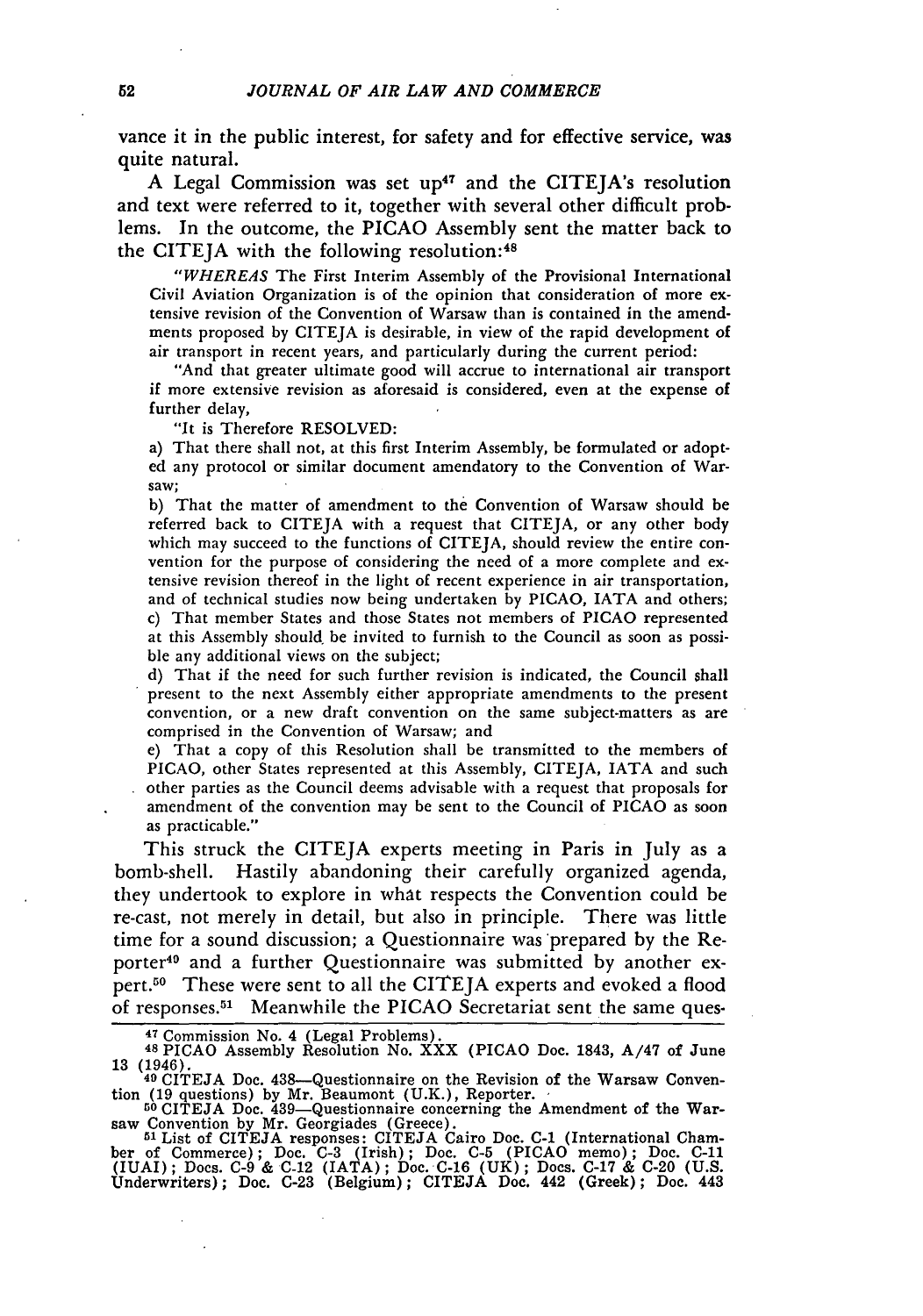vance it in the public interest, for safety and for effective service, was quite natural.

A Legal Commission was set up[47] and the CITEJA's resolution and text were referred to it, together with several other difficult problems. In the outcome, the PICAO Assembly sent the matter back to the CITEJA with the following resolution:[48]

> "*WHEREAS* The First Interim Assembly of the Provisional International Civil Aviation Organization is of the opinion that consideration of more extensive revision of the Convention of Warsaw than is contained in the amendments proposed by CITEJA is desirable, in view of the rapid development of air transport in recent years, and particularly during the current period:
>
> "And that greater ultimate good will accrue to international air transport if more extensive revision as aforesaid is considered, even at the expense of further delay,
>
> "It is Therefore RESOLVED:
>
> a) That there shall not, at this first Interim Assembly, be formulated or adopted any protocol or similar document amendatory to the Convention of Warsaw;
>
> b) That the matter of amendment to the Convention of Warsaw should be referred back to CITEJA with a request that CITEJA, or any other body which may succeed to the functions of CITEJA, should review the entire convention for the purpose of considering the need of a more complete and extensive revision thereof in the light of recent experience in air transportation, and of technical studies now being undertaken by PICAO, IATA and others;
>
> c) That member States and those States not members of PICAO represented at this Assembly should be invited to furnish to the Council as soon as possible any additional views on the subject;
>
> d) That if the need for such further revision is indicated, the Council shall present to the next Assembly either appropriate amendments to the present convention, or a new draft convention on the same subject-matters as are comprised in the Convention of Warsaw; and
>
> e) That a copy of this Resolution shall be transmitted to the members of PICAO, other States represented at this Assembly, CITEJA, IATA and such other parties as the Council deems advisable with a request that proposals for amendment of the convention may be sent to the Council of PICAO as soon as practicable."

This struck the CITEJA experts meeting in Paris in July as a bomb-shell. Hastily abandoning their carefully organized agenda, they undertook to explore in what respects the Convention could be re-cast, not merely in detail, but also in principle. There was little time for a sound discussion; a Questionnaire was prepared by the Reporter[49] and a further Questionnaire was submitted by another expert.[50] These were sent to all the CITEJA experts and evoked a flood of responses.[51] Meanwhile the PICAO Secretariat sent the same ques-

---

[47] Commission No. 4 (Legal Problems).

[48] PICAO Assembly Resolution No. XXX (PICAO Doc. 1843, A/47 of June 13 (1946).

[49] CITEJA Doc. 438—Questionnaire on the Revision of the Warsaw Convention (19 questions) by Mr. Beaumont (U.K.), Reporter.

[50] CITEJA Doc. 439—Questionnaire concerning the Amendment of the Warsaw Convention by Mr. Georgiades (Greece).

[51] List of CITEJA responses: CITEJA Cairo Doc. C-1 (International Chamber of Commerce); Doc. C-3 (Irish); Doc. C-5 (PICAO memo); Doc. C-11 (IUAI); Docs. C-9 & C-12 (IATA); Doc. C-16 (UK); Docs. C-17 & C-20 (U.S. Underwriters); Doc. C-23 (Belgium); CITEJA Doc. 442 (Greek); Doc. 443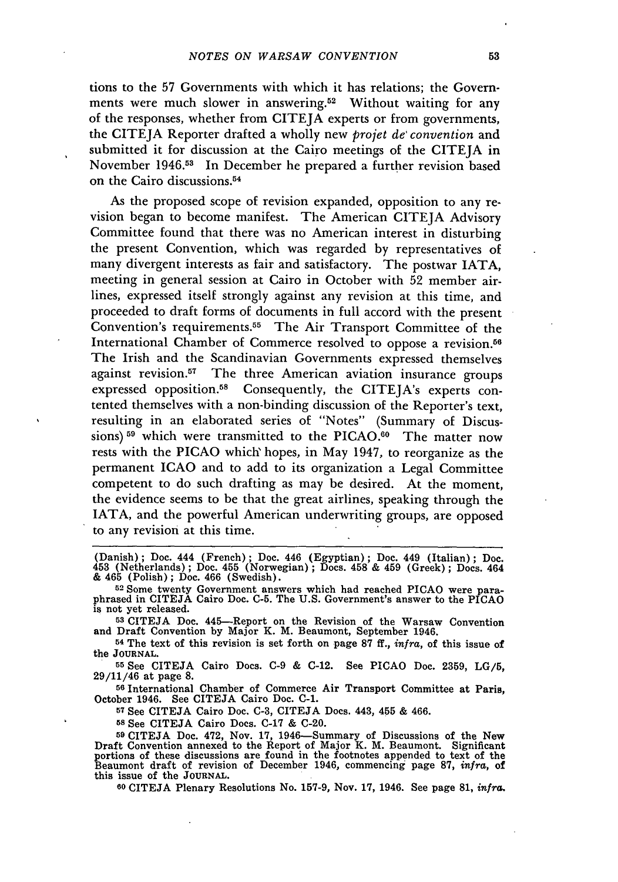tions to the 57 Governments with which it has relations; the Governments were much slower in answering.[52] Without waiting for any of the responses, whether from CITEJA experts or from governments, the CITEJA Reporter drafted a wholly new *projet de convention* and submitted it for discussion at the Cairo meetings of the CITEJA in November 1946.[53] In December he prepared a further revision based on the Cairo discussions.[54]

As the proposed scope of revision expanded, opposition to any revision began to become manifest. The American CITEJA Advisory Committee found that there was no American interest in disturbing the present Convention, which was regarded by representatives of many divergent interests as fair and satisfactory. The postwar IATA, meeting in general session at Cairo in October with 52 member airlines, expressed itself strongly against any revision at this time, and proceeded to draft forms of documents in full accord with the present Convention's requirements.[55] The Air Transport Committee of the International Chamber of Commerce resolved to oppose a revision.[56] The Irish and the Scandinavian Governments expressed themselves against revision.[57] The three American aviation insurance groups expressed opposition.[58] Consequently, the CITEJA's experts contented themselves with a non-binding discussion of the Reporter's text, resulting in an elaborated series of "Notes" (Summary of Discussions)[59] which were transmitted to the PICAO.[60] The matter now rests with the PICAO which hopes, in May 1947, to reorganize as the permanent ICAO and to add to its organization a Legal Committee competent to do such drafting as may be desired. At the moment, the evidence seems to be that the great airlines, speaking through the IATA, and the powerful American underwriting groups, are opposed to any revision at this time.

---

(Danish); Doc. 444 (French); Doc. 446 (Egyptian); Doc. 449 (Italian); Doc. 453 (Netherlands); Doc. 455 (Norwegian); Docs. 458 & 459 (Greek); Docs. 464 & 465 (Polish); Doc. 466 (Swedish).

[52] Some twenty Government answers which had reached PICAO were paraphrased in CITEJA Cairo Doc. C-5. The U.S. Government's answer to the PICAO is not yet released.

[53] CITEJA Doc. 445—Report on the Revision of the Warsaw Convention and Draft Convention by Major K. M. Beaumont, September 1946.

[54] The text of this revision is set forth on page 87 ff., *infra*, of this issue of the JOURNAL.

[55] See CITEJA Cairo Docs. C-9 & C-12. See PICAO Doc. 2359, LG/5, 29/11/46 at page 8.

[56] International Chamber of Commerce Air Transport Committee at Paris, October 1946. See CITEJA Cairo Doc. C-1.

[57] See CITEJA Cairo Doc. C-3, CITEJA Docs. 443, 455 & 466.

[58] See CITEJA Cairo Docs. C-17 & C-20.

[59] CITEJA Doc. 472, Nov. 17, 1946—Summary of Discussions of the New Draft Convention annexed to the Report of Major K. M. Beaumont. Significant portions of these discussions are found in the footnotes appended to text of the Beaumont draft of revision of December 1946, commencing page 87, *infra*, of this issue of the JOURNAL.

[60] CITEJA Plenary Resolutions No. 157-9, Nov. 17, 1946. See page 81, *infra*.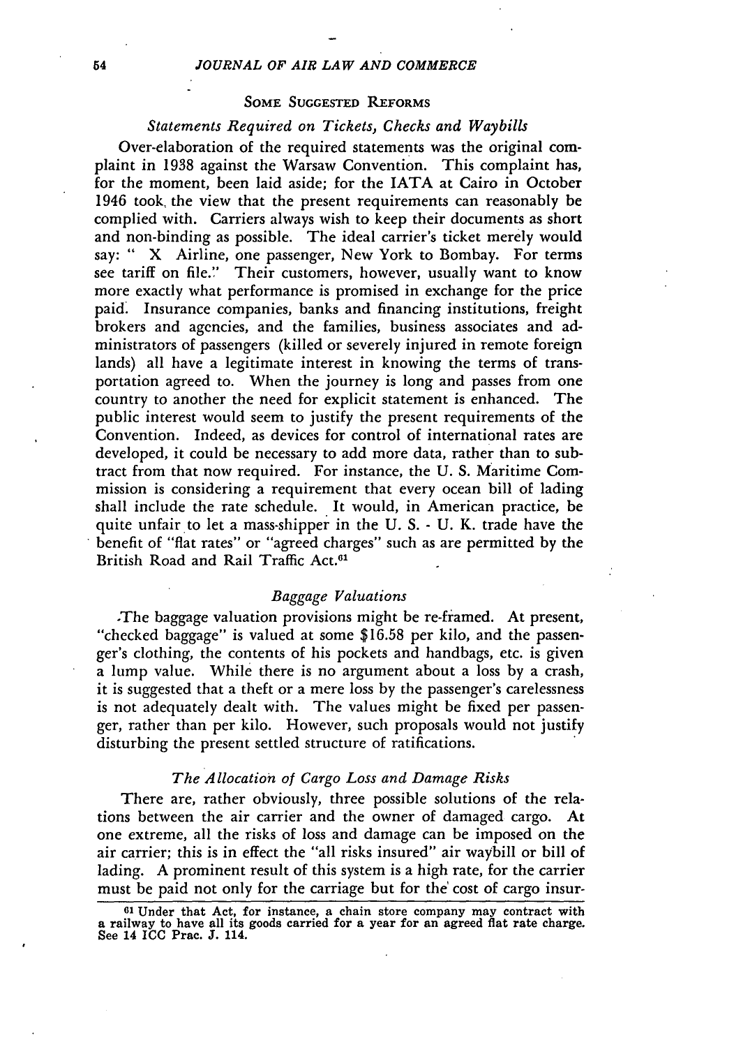## SOME SUGGESTED REFORMS

### *Statements Required on Tickets, Checks and Waybills*

Over-elaboration of the required statements was the original complaint in 1938 against the Warsaw Convention. This complaint has, for the moment, been laid aside; for the IATA at Cairo in October 1946 took the view that the present requirements can reasonably be complied with. Carriers always wish to keep their documents as short and non-binding as possible. The ideal carrier's ticket merely would say: " X Airline, one passenger, New York to Bombay. For terms see tariff on file." Their customers, however, usually want to know more exactly what performance is promised in exchange for the price paid. Insurance companies, banks and financing institutions, freight brokers and agencies, and the families, business associates and administrators of passengers (killed or severely injured in remote foreign lands) all have a legitimate interest in knowing the terms of transportation agreed to. When the journey is long and passes from one country to another the need for explicit statement is enhanced. The public interest would seem to justify the present requirements of the Convention. Indeed, as devices for control of international rates are developed, it could be necessary to add more data, rather than to subtract from that now required. For instance, the U. S. Maritime Commission is considering a requirement that every ocean bill of lading shall include the rate schedule. It would, in American practice, be quite unfair to let a mass-shipper in the U. S. - U. K. trade have the benefit of "flat rates" or "agreed charges" such as are permitted by the British Road and Rail Traffic Act.[61]

### *Baggage Valuations*

The baggage valuation provisions might be re-framed. At present, "checked baggage" is valued at some $16.58 per kilo, and the passenger's clothing, the contents of his pockets and handbags, etc. is given a lump value. While there is no argument about a loss by a crash, it is suggested that a theft or a mere loss by the passenger's carelessness is not adequately dealt with. The values might be fixed per passenger, rather than per kilo. However, such proposals would not justify disturbing the present settled structure of ratifications.

### *The Allocation of Cargo Loss and Damage Risks*

There are, rather obviously, three possible solutions of the relations between the air carrier and the owner of damaged cargo. At one extreme, all the risks of loss and damage can be imposed on the air carrier; this is in effect the "all risks insured" air waybill or bill of lading. A prominent result of this system is a high rate, for the carrier must be paid not only for the carriage but for the cost of cargo insur-

---

[61] Under that Act, for instance, a chain store company may contract with a railway to have all its goods carried for a year for an agreed flat rate charge. See 14 ICC Prac. J. 114.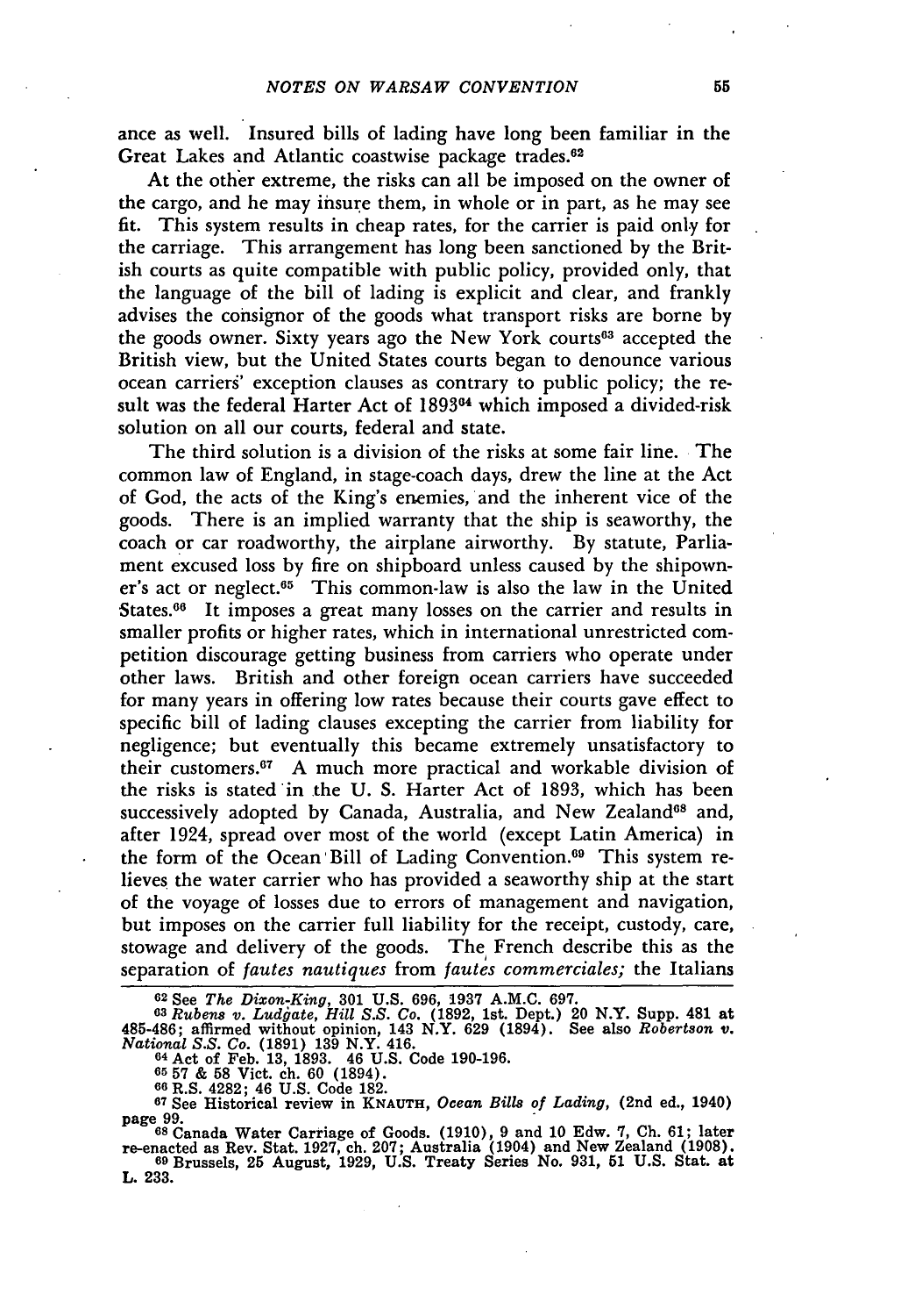ance as well. Insured bills of lading have long been familiar in the Great Lakes and Atlantic coastwise package trades.[62]

At the other extreme, the risks can all be imposed on the owner of the cargo, and he may insure them, in whole or in part, as he may see fit. This system results in cheap rates, for the carrier is paid only for the carriage. This arrangement has long been sanctioned by the British courts as quite compatible with public policy, provided only, that the language of the bill of lading is explicit and clear, and frankly advises the consignor of the goods what transport risks are borne by the goods owner. Sixty years ago the New York courts[63] accepted the British view, but the United States courts began to denounce various ocean carriers' exception clauses as contrary to public policy; the result was the federal Harter Act of 1893[64] which imposed a divided-risk solution on all our courts, federal and state.

The third solution is a division of the risks at some fair line. The common law of England, in stage-coach days, drew the line at the Act of God, the acts of the King's enemies, and the inherent vice of the goods. There is an implied warranty that the ship is seaworthy, the coach or car roadworthy, the airplane airworthy. By statute, Parliament excused loss by fire on shipboard unless caused by the shipowner's act or neglect.[65] This common-law is also the law in the United States.[66] It imposes a great many losses on the carrier and results in smaller profits or higher rates, which in international unrestricted competition discourage getting business from carriers who operate under other laws. British and other foreign ocean carriers have succeeded for many years in offering low rates because their courts gave effect to specific bill of lading clauses excepting the carrier from liability for negligence; but eventually this became extremely unsatisfactory to their customers.[67] A much more practical and workable division of the risks is stated in the U. S. Harter Act of 1893, which has been successively adopted by Canada, Australia, and New Zealand[68] and, after 1924, spread over most of the world (except Latin America) in the form of the Ocean Bill of Lading Convention.[69] This system relieves the water carrier who has provided a seaworthy ship at the start of the voyage of losses due to errors of management and navigation, but imposes on the carrier full liability for the receipt, custody, care, stowage and delivery of the goods. The French describe this as the separation of *fautes nautiques* from *fautes commerciales;* the Italians

---

[62] See *The Dixon-King*, 301 U.S. 696, 1937 A.M.C. 697.

[63] *Rubens v. Ludgate, Hill S.S. Co.* (1892, 1st. Dept.) 20 N.Y. Supp. 481 at 485-486; affirmed without opinion, 143 N.Y. 629 (1894). See also *Robertson v. National S.S. Co.* (1891) 139 N.Y. 416.

[64] Act of Feb. 13, 1893. 46 U.S. Code 190-196.

[65] 57 & 58 Vict. ch. 60 (1894).

[66] R.S. 4282; 46 U.S. Code 182.

[67] See Historical review in KNAUTH, *Ocean Bills of Lading*, (2nd ed., 1940) page 99.

[68] Canada Water Carriage of Goods. (1910), 9 and 10 Edw. 7, Ch. 61; later re-enacted as Rev. Stat. 1927, ch. 207; Australia (1904) and New Zealand (1908).

[69] Brussels, 25 August, 1929, U.S. Treaty Series No. 931, 51 U.S. Stat. at L. 233.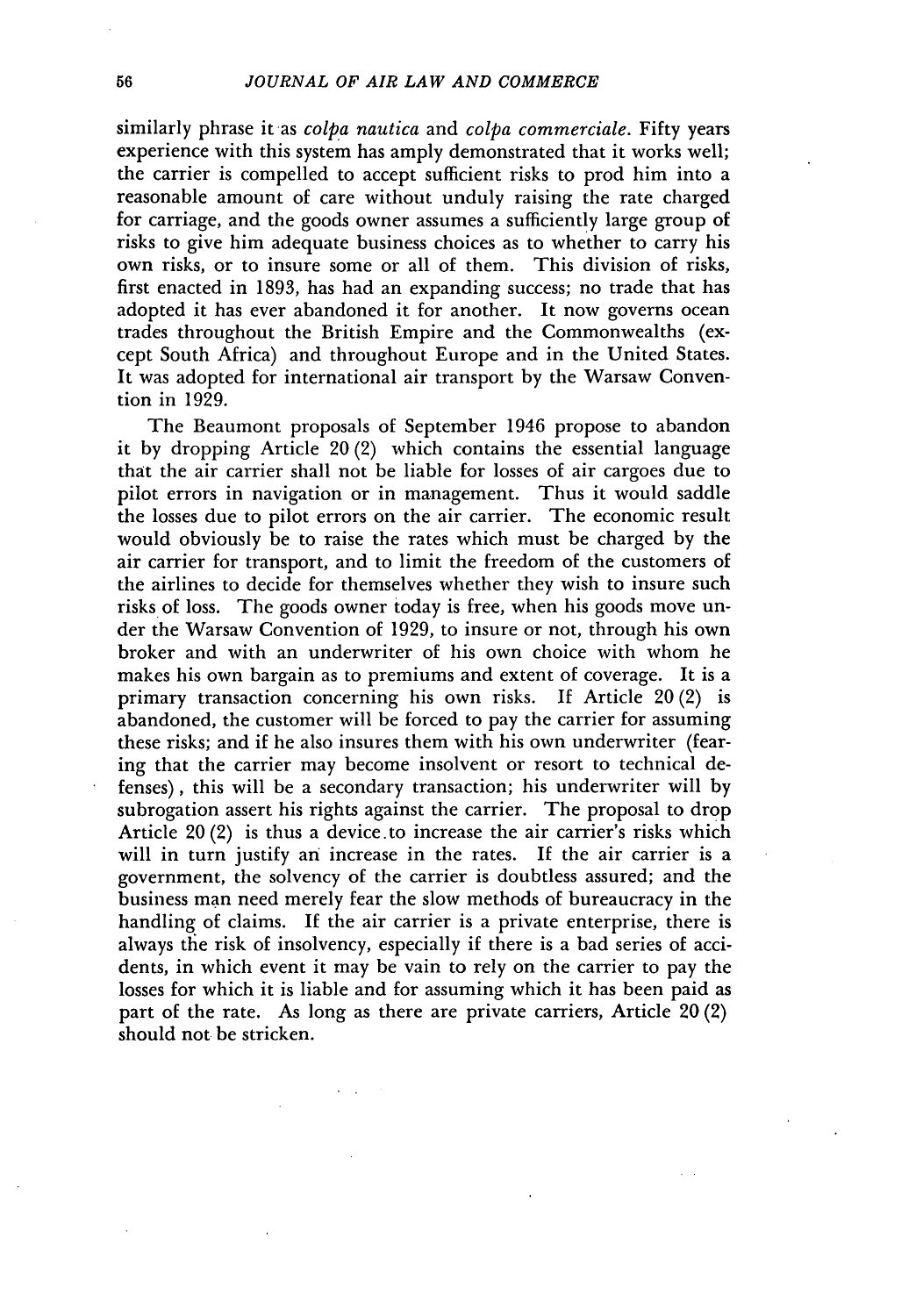similarly phrase it as *colpa nautica* and *colpa commerciale*. Fifty years experience with this system has amply demonstrated that it works well; the carrier is compelled to accept sufficient risks to prod him into a reasonable amount of care without unduly raising the rate charged for carriage, and the goods owner assumes a sufficiently large group of risks to give him adequate business choices as to whether to carry his own risks, or to insure some or all of them. This division of risks, first enacted in 1893, has had an expanding success; no trade that has adopted it has ever abandoned it for another. It now governs ocean trades throughout the British Empire and the Commonwealths (except South Africa) and throughout Europe and in the United States. It was adopted for international air transport by the Warsaw Convention in 1929.

The Beaumont proposals of September 1946 propose to abandon it by dropping Article 20 (2) which contains the essential language that the air carrier shall not be liable for losses of air cargoes due to pilot errors in navigation or in management. Thus it would saddle the losses due to pilot errors on the air carrier. The economic result would obviously be to raise the rates which must be charged by the air carrier for transport, and to limit the freedom of the customers of the airlines to decide for themselves whether they wish to insure such risks of loss. The goods owner today is free, when his goods move under the Warsaw Convention of 1929, to insure or not, through his own broker and with an underwriter of his own choice with whom he makes his own bargain as to premiums and extent of coverage. It is a primary transaction concerning his own risks. If Article 20 (2) is abandoned, the customer will be forced to pay the carrier for assuming these risks; and if he also insures them with his own underwriter (fearing that the carrier may become insolvent or resort to technical defenses), this will be a secondary transaction; his underwriter will by subrogation assert his rights against the carrier. The proposal to drop Article 20 (2) is thus a device to increase the air carrier's risks which will in turn justify an increase in the rates. If the air carrier is a government, the solvency of the carrier is doubtless assured; and the business man need merely fear the slow methods of bureaucracy in the handling of claims. If the air carrier is a private enterprise, there is always the risk of insolvency, especially if there is a bad series of accidents, in which event it may be vain to rely on the carrier to pay the losses for which it is liable and for assuming which it has been paid as part of the rate. As long as there are private carriers, Article 20 (2) should not be stricken.